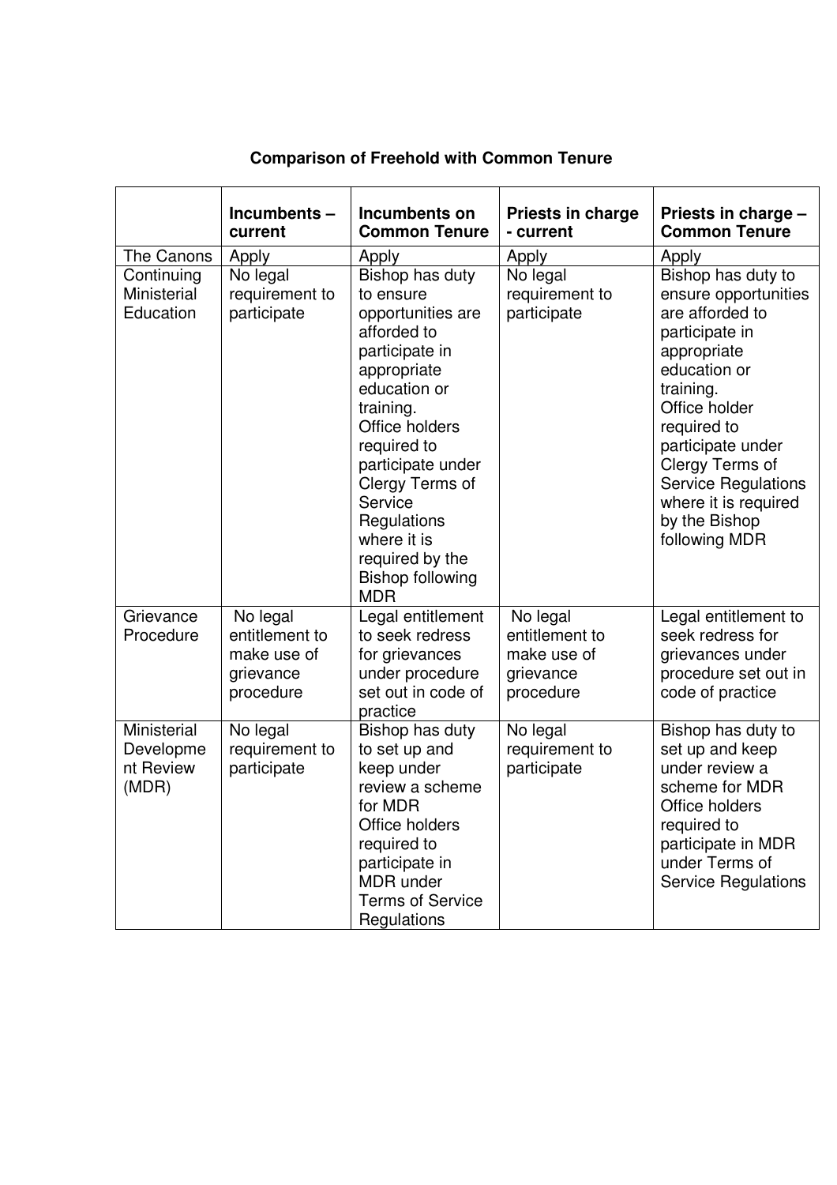## Comparison of Freehold with Common Tenure

| | Incumbents – current | Incumbents on Common Tenure | Priests in charge - current | Priests in charge – Common Tenure |
|---|---|---|---|---|
| The Canons | Apply | Apply | Apply | Apply |
| Continuing Ministerial Education | No legal requirement to participate | Bishop has duty to ensure opportunities are afforded to participate in appropriate education or training. Office holders required to participate under Clergy Terms of Service Regulations where it is required by the Bishop following MDR | No legal requirement to participate | Bishop has duty to ensure opportunities are afforded to participate in appropriate education or training. Office holder required to participate under Clergy Terms of Service Regulations where it is required by the Bishop following MDR |
| Grievance Procedure | No legal entitlement to make use of grievance procedure | Legal entitlement to seek redress for grievances under procedure set out in code of practice | No legal entitlement to make use of grievance procedure | Legal entitlement to seek redress for grievances under procedure set out in code of practice |
| Ministerial Development Review (MDR) | No legal requirement to participate | Bishop has duty to set up and keep under review a scheme for MDR Office holders required to participate in MDR under Terms of Service Regulations | No legal requirement to participate | Bishop has duty to set up and keep under review a scheme for MDR Office holders required to participate in MDR under Terms of Service Regulations |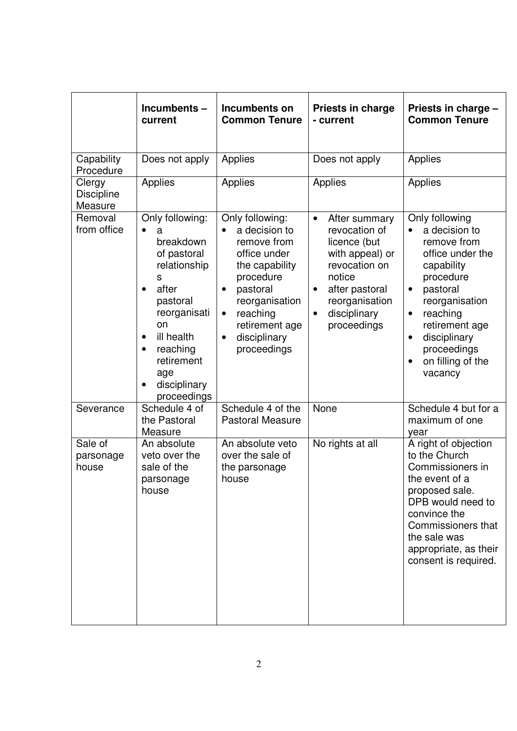| | **Incumbents – current** | **Incumbents on Common Tenure** | **Priests in charge - current** | **Priests in charge – Common Tenure** |
|---|---|---|---|---|
| Capability Procedure | Does not apply | Applies | Does not apply | Applies |
| Clergy Discipline Measure | Applies | Applies | Applies | Applies |
| Removal from office | Only following:<br>• a breakdown of pastoral relationships<br>• after pastoral reorganisation<br>• ill health<br>• reaching retirement age<br>• disciplinary proceedings | Only following:<br>• a decision to remove from office under the capability procedure<br>• pastoral reorganisation<br>• reaching retirement age<br>• disciplinary proceedings | • After summary revocation of licence (but with appeal) or revocation on notice<br>• after pastoral reorganisation<br>• disciplinary proceedings | Only following<br>• a decision to remove from office under the capability procedure<br>• pastoral reorganisation<br>• reaching retirement age<br>• disciplinary proceedings<br>• on filling of the vacancy |
| Severance | Schedule 4 of the Pastoral Measure | Schedule 4 of the Pastoral Measure | None | Schedule 4 but for a maximum of one year |
| Sale of parsonage house | An absolute veto over the sale of the parsonage house | An absolute veto over the sale of the parsonage house | No rights at all | A right of objection to the Church Commissioners in the event of a proposed sale. DPB would need to convince the Commissioners that the sale was appropriate, as their consent is required. |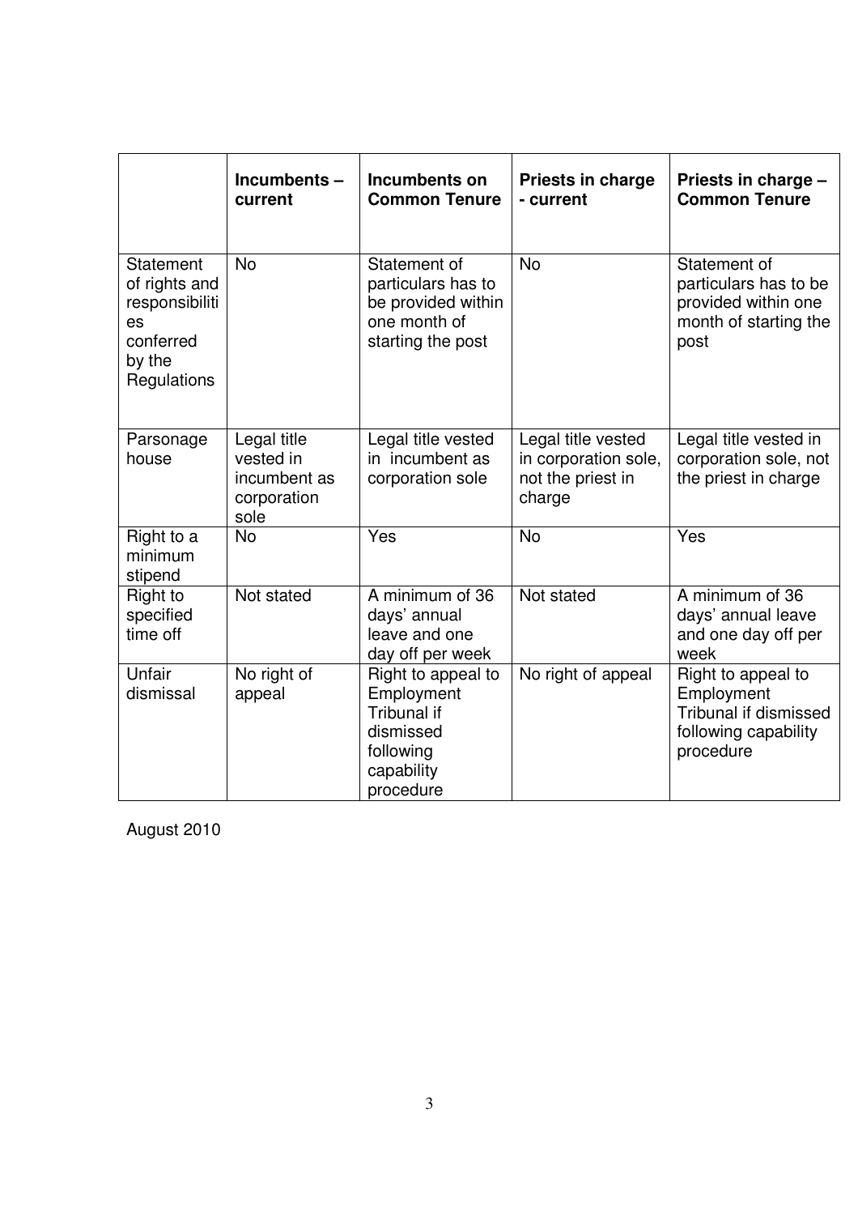| | Incumbents – current | Incumbents on Common Tenure | Priests in charge - current | Priests in charge – Common Tenure |
|---|---|---|---|---|
| Statement of rights and responsibilities conferred by the Regulations | No | Statement of particulars has to be provided within one month of starting the post | No | Statement of particulars has to be provided within one month of starting the post |
| Parsonage house | Legal title vested in incumbent as corporation sole | Legal title vested in incumbent as corporation sole | Legal title vested in corporation sole, not the priest in charge | Legal title vested in corporation sole, not the priest in charge |
| Right to a minimum stipend | No | Yes | No | Yes |
| Right to specified time off | Not stated | A minimum of 36 days' annual leave and one day off per week | Not stated | A minimum of 36 days' annual leave and one day off per week |
| Unfair dismissal | No right of appeal | Right to appeal to Employment Tribunal if dismissed following capability procedure | No right of appeal | Right to appeal to Employment Tribunal if dismissed following capability procedure |

August 2010